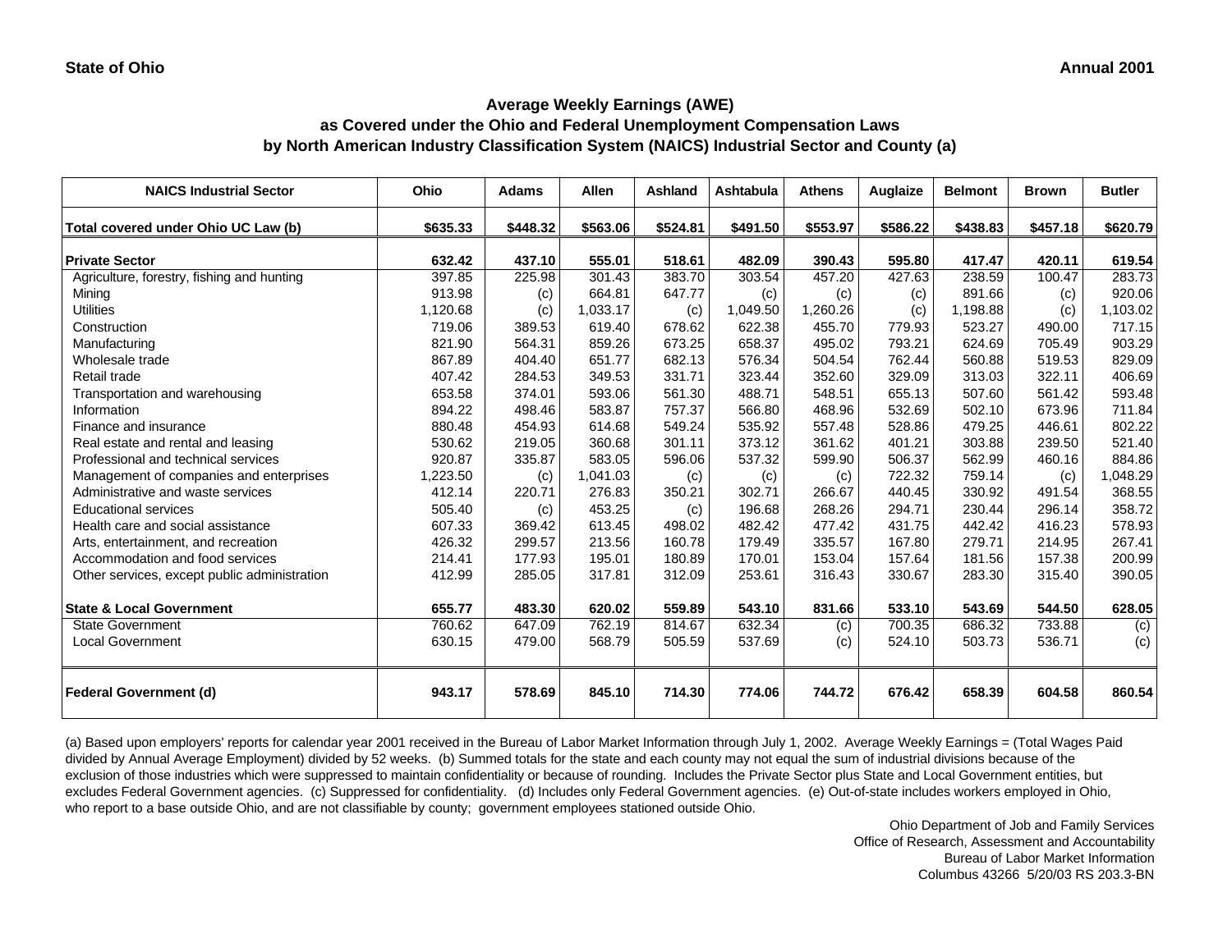State of Ohio

Annual 2001

## Average Weekly Earnings (AWE) as Covered under the Ohio and Federal Unemployment Compensation Laws by North American Industry Classification System (NAICS) Industrial Sector and County (a)

| NAICS Industrial Sector | Ohio | Adams | Allen | Ashland | Ashtabula | Athens | Auglaize | Belmont | Brown | Butler |
|---|---|---|---|---|---|---|---|---|---|---|
| **Total covered under Ohio UC Law (b)** | **$635.33** | **$448.32** | **$563.06** | **$524.81** | **$491.50** | **$553.97** | **$586.22** | **$438.83** | **$457.18** | **$620.79** |
| **Private Sector** | **632.42** | **437.10** | **555.01** | **518.61** | **482.09** | **390.43** | **595.80** | **417.47** | **420.11** | **619.54** |
| Agriculture, forestry, fishing and hunting | 397.85 | 225.98 | 301.43 | 383.70 | 303.54 | 457.20 | 427.63 | 238.59 | 100.47 | 283.73 |
| Mining | 913.98 | (c) | 664.81 | 647.77 | (c) | (c) | (c) | 891.66 | (c) | 920.06 |
| Utilities | 1,120.68 | (c) | 1,033.17 | (c) | 1,049.50 | 1,260.26 | (c) | 1,198.88 | (c) | 1,103.02 |
| Construction | 719.06 | 389.53 | 619.40 | 678.62 | 622.38 | 455.70 | 779.93 | 523.27 | 490.00 | 717.15 |
| Manufacturing | 821.90 | 564.31 | 859.26 | 673.25 | 658.37 | 495.02 | 793.21 | 624.69 | 705.49 | 903.29 |
| Wholesale trade | 867.89 | 404.40 | 651.77 | 682.13 | 576.34 | 504.54 | 762.44 | 560.88 | 519.53 | 829.09 |
| Retail trade | 407.42 | 284.53 | 349.53 | 331.71 | 323.44 | 352.60 | 329.09 | 313.03 | 322.11 | 406.69 |
| Transportation and warehousing | 653.58 | 374.01 | 593.06 | 561.30 | 488.71 | 548.51 | 655.13 | 507.60 | 561.42 | 593.48 |
| Information | 894.22 | 498.46 | 583.87 | 757.37 | 566.80 | 468.96 | 532.69 | 502.10 | 673.96 | 711.84 |
| Finance and insurance | 880.48 | 454.93 | 614.68 | 549.24 | 535.92 | 557.48 | 528.86 | 479.25 | 446.61 | 802.22 |
| Real estate and rental and leasing | 530.62 | 219.05 | 360.68 | 301.11 | 373.12 | 361.62 | 401.21 | 303.88 | 239.50 | 521.40 |
| Professional and technical services | 920.87 | 335.87 | 583.05 | 596.06 | 537.32 | 599.90 | 506.37 | 562.99 | 460.16 | 884.86 |
| Management of companies and enterprises | 1,223.50 | (c) | 1,041.03 | (c) | (c) | (c) | 722.32 | 759.14 | (c) | 1,048.29 |
| Administrative and waste services | 412.14 | 220.71 | 276.83 | 350.21 | 302.71 | 266.67 | 440.45 | 330.92 | 491.54 | 368.55 |
| Educational services | 505.40 | (c) | 453.25 | (c) | 196.68 | 268.26 | 294.71 | 230.44 | 296.14 | 358.72 |
| Health care and social assistance | 607.33 | 369.42 | 613.45 | 498.02 | 482.42 | 477.42 | 431.75 | 442.42 | 416.23 | 578.93 |
| Arts, entertainment, and recreation | 426.32 | 299.57 | 213.56 | 160.78 | 179.49 | 335.57 | 167.80 | 279.71 | 214.95 | 267.41 |
| Accommodation and food services | 214.41 | 177.93 | 195.01 | 180.89 | 170.01 | 153.04 | 157.64 | 181.56 | 157.38 | 200.99 |
| Other services, except public administration | 412.99 | 285.05 | 317.81 | 312.09 | 253.61 | 316.43 | 330.67 | 283.30 | 315.40 | 390.05 |
| **State & Local Government** | **655.77** | **483.30** | **620.02** | **559.89** | **543.10** | **831.66** | **533.10** | **543.69** | **544.50** | **628.05** |
| State Government | 760.62 | 647.09 | 762.19 | 814.67 | 632.34 | (c) | 700.35 | 686.32 | 733.88 | (c) |
| Local Government | 630.15 | 479.00 | 568.79 | 505.59 | 537.69 | (c) | 524.10 | 503.73 | 536.71 | (c) |
| **Federal Government (d)** | **943.17** | **578.69** | **845.10** | **714.30** | **774.06** | **744.72** | **676.42** | **658.39** | **604.58** | **860.54** |

(a) Based upon employers' reports for calendar year 2001 received in the Bureau of Labor Market Information through July 1, 2002. Average Weekly Earnings = (Total Wages Paid divided by Annual Average Employment) divided by 52 weeks. (b) Summed totals for the state and each county may not equal the sum of industrial divisions because of the exclusion of those industries which were suppressed to maintain confidentiality or because of rounding. Includes the Private Sector plus State and Local Government entities, but excludes Federal Government agencies. (c) Suppressed for confidentiality. (d) Includes only Federal Government agencies. (e) Out-of-state includes workers employed in Ohio, who report to a base outside Ohio, and are not classifiable by county; government employees stationed outside Ohio.

Ohio Department of Job and Family Services
Office of Research, Assessment and Accountability
Bureau of Labor Market Information
Columbus 43266 5/20/03 RS 203.3-BN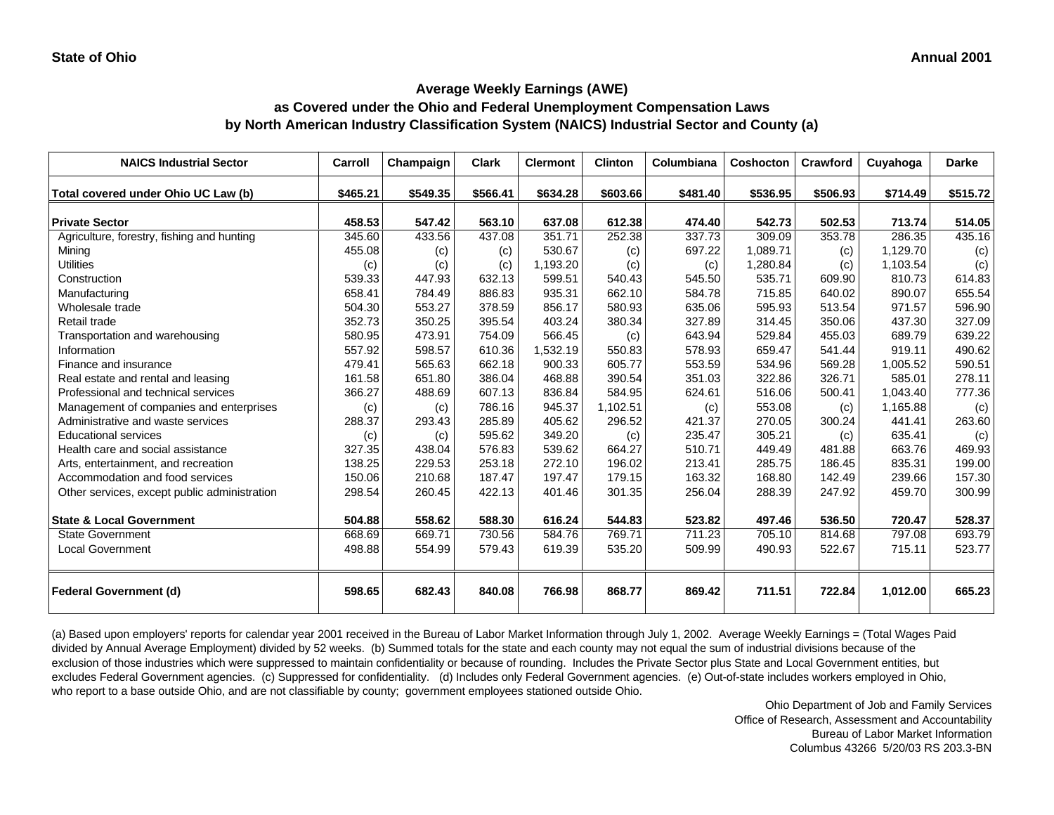**State of Ohio** **Annual 2001**

## Average Weekly Earnings (AWE)
## as Covered under the Ohio and Federal Unemployment Compensation Laws
## by North American Industry Classification System (NAICS) Industrial Sector and County (a)

| NAICS Industrial Sector | Carroll | Champaign | Clark | Clermont | Clinton | Columbiana | Coshocton | Crawford | Cuyahoga | Darke |
|---|---|---|---|---|---|---|---|---|---|---|
| **Total covered under Ohio UC Law (b)** | **$465.21** | **$549.35** | **$566.41** | **$634.28** | **$603.66** | **$481.40** | **$536.95** | **$506.93** | **$714.49** | **$515.72** |
| **Private Sector** | **458.53** | **547.42** | **563.10** | **637.08** | **612.38** | **474.40** | **542.73** | **502.53** | **713.74** | **514.05** |
| Agriculture, forestry, fishing and hunting | 345.60 | 433.56 | 437.08 | 351.71 | 252.38 | 337.73 | 309.09 | 353.78 | 286.35 | 435.16 |
| Mining | 455.08 | (c) | (c) | 530.67 | (c) | 697.22 | 1,089.71 | (c) | 1,129.70 | (c) |
| Utilities | (c) | (c) | (c) | 1,193.20 | (c) | (c) | 1,280.84 | (c) | 1,103.54 | (c) |
| Construction | 539.33 | 447.93 | 632.13 | 599.51 | 540.43 | 545.50 | 535.71 | 609.90 | 810.73 | 614.83 |
| Manufacturing | 658.41 | 784.49 | 886.83 | 935.31 | 662.10 | 584.78 | 715.85 | 640.02 | 890.07 | 655.54 |
| Wholesale trade | 504.30 | 553.27 | 378.59 | 856.17 | 580.93 | 635.06 | 595.93 | 513.54 | 971.57 | 596.90 |
| Retail trade | 352.73 | 350.25 | 395.54 | 403.24 | 380.34 | 327.89 | 314.45 | 350.06 | 437.30 | 327.09 |
| Transportation and warehousing | 580.95 | 473.91 | 754.09 | 566.45 | (c) | 643.94 | 529.84 | 455.03 | 689.79 | 639.22 |
| Information | 557.92 | 598.57 | 610.36 | 1,532.19 | 550.83 | 578.93 | 659.47 | 541.44 | 919.11 | 490.62 |
| Finance and insurance | 479.41 | 565.63 | 662.18 | 900.33 | 605.77 | 553.59 | 534.96 | 569.28 | 1,005.52 | 590.51 |
| Real estate and rental and leasing | 161.58 | 651.80 | 386.04 | 468.88 | 390.54 | 351.03 | 322.86 | 326.71 | 585.01 | 278.11 |
| Professional and technical services | 366.27 | 488.69 | 607.13 | 836.84 | 584.95 | 624.61 | 516.06 | 500.41 | 1,043.40 | 777.36 |
| Management of companies and enterprises | (c) | (c) | 786.16 | 945.37 | 1,102.51 | (c) | 553.08 | (c) | 1,165.88 | (c) |
| Administrative and waste services | 288.37 | 293.43 | 285.89 | 405.62 | 296.52 | 421.37 | 270.05 | 300.24 | 441.41 | 263.60 |
| Educational services | (c) | (c) | 595.62 | 349.20 | (c) | 235.47 | 305.21 | (c) | 635.41 | (c) |
| Health care and social assistance | 327.35 | 438.04 | 576.83 | 539.62 | 664.27 | 510.71 | 449.49 | 481.88 | 663.76 | 469.93 |
| Arts, entertainment, and recreation | 138.25 | 229.53 | 253.18 | 272.10 | 196.02 | 213.41 | 285.75 | 186.45 | 835.31 | 199.00 |
| Accommodation and food services | 150.06 | 210.68 | 187.47 | 197.47 | 179.15 | 163.32 | 168.80 | 142.49 | 239.66 | 157.30 |
| Other services, except public administration | 298.54 | 260.45 | 422.13 | 401.46 | 301.35 | 256.04 | 288.39 | 247.92 | 459.70 | 300.99 |
| **State & Local Government** | **504.88** | **558.62** | **588.30** | **616.24** | **544.83** | **523.82** | **497.46** | **536.50** | **720.47** | **528.37** |
| State Government | 668.69 | 669.71 | 730.56 | 584.76 | 769.71 | 711.23 | 705.10 | 814.68 | 797.08 | 693.79 |
| Local Government | 498.88 | 554.99 | 579.43 | 619.39 | 535.20 | 509.99 | 490.93 | 522.67 | 715.11 | 523.77 |
| **Federal Government (d)** | **598.65** | **682.43** | **840.08** | **766.98** | **868.77** | **869.42** | **711.51** | **722.84** | **1,012.00** | **665.23** |

(a) Based upon employers' reports for calendar year 2001 received in the Bureau of Labor Market Information through July 1, 2002. Average Weekly Earnings = (Total Wages Paid divided by Annual Average Employment) divided by 52 weeks. (b) Summed totals for the state and each county may not equal the sum of industrial divisions because of the exclusion of those industries which were suppressed to maintain confidentiality or because of rounding. Includes the Private Sector plus State and Local Government entities, but excludes Federal Government agencies. (c) Suppressed for confidentiality. (d) Includes only Federal Government agencies. (e) Out-of-state includes workers employed in Ohio, who report to a base outside Ohio, and are not classifiable by county; government employees stationed outside Ohio.

Ohio Department of Job and Family Services
Office of Research, Assessment and Accountability
Bureau of Labor Market Information
Columbus 43266 5/20/03 RS 203.3-BN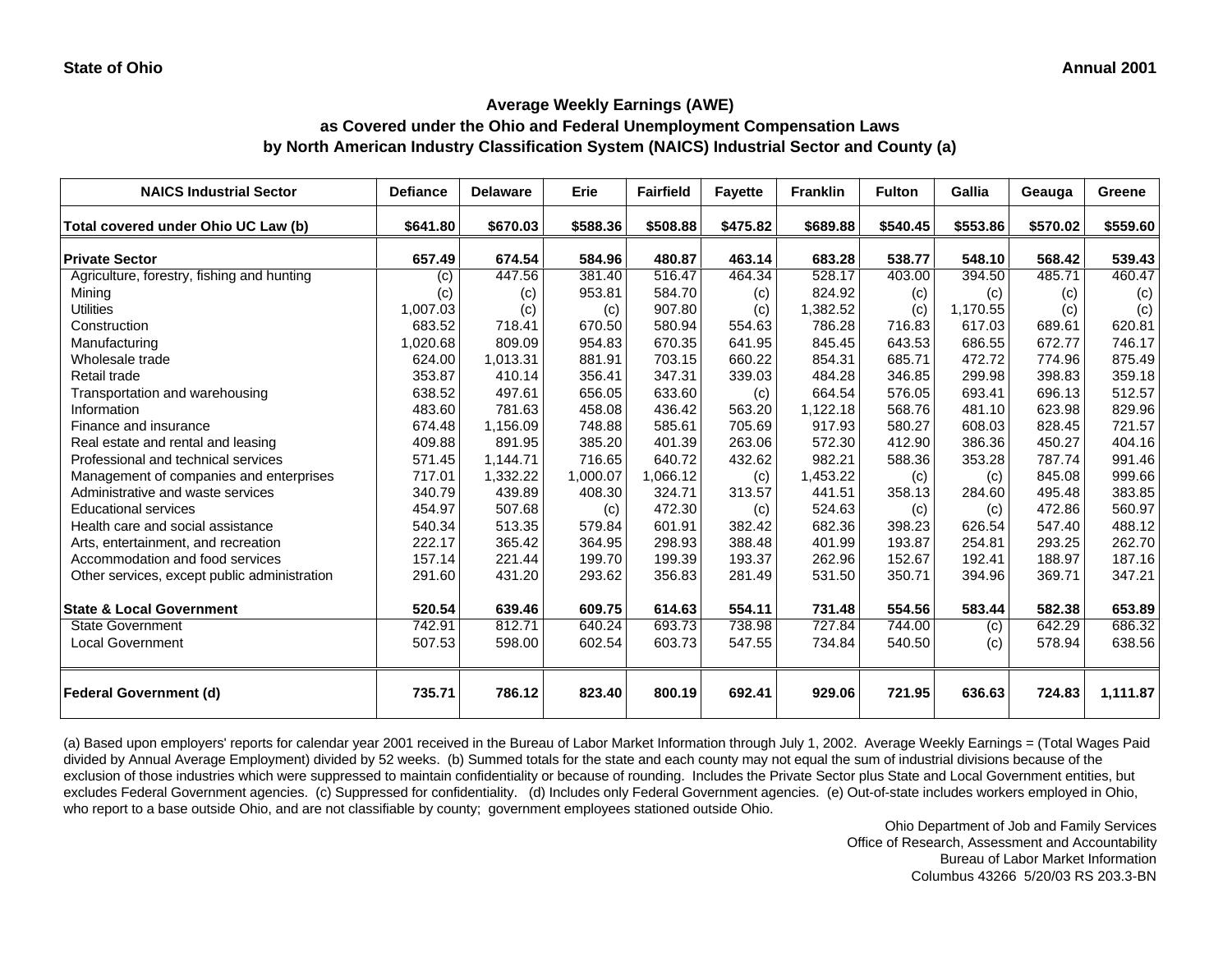**State of Ohio** **Annual 2001**

## Average Weekly Earnings (AWE)
## as Covered under the Ohio and Federal Unemployment Compensation Laws
## by North American Industry Classification System (NAICS) Industrial Sector and County (a)

| NAICS Industrial Sector | Defiance | Delaware | Erie | Fairfield | Fayette | Franklin | Fulton | Gallia | Geauga | Greene |
|---|---|---|---|---|---|---|---|---|---|---|
| **Total covered under Ohio UC Law (b)** | **$641.80** | **$670.03** | **$588.36** | **$508.88** | **$475.82** | **$689.88** | **$540.45** | **$553.86** | **$570.02** | **$559.60** |
| **Private Sector** | **657.49** | **674.54** | **584.96** | **480.87** | **463.14** | **683.28** | **538.77** | **548.10** | **568.42** | **539.43** |
| Agriculture, forestry, fishing and hunting | (c) | 447.56 | 381.40 | 516.47 | 464.34 | 528.17 | 403.00 | 394.50 | 485.71 | 460.47 |
| Mining | (c) | (c) | 953.81 | 584.70 | (c) | 824.92 | (c) | (c) | (c) | (c) |
| Utilities | 1,007.03 | (c) | (c) | 907.80 | (c) | 1,382.52 | (c) | 1,170.55 | (c) | (c) |
| Construction | 683.52 | 718.41 | 670.50 | 580.94 | 554.63 | 786.28 | 716.83 | 617.03 | 689.61 | 620.81 |
| Manufacturing | 1,020.68 | 809.09 | 954.83 | 670.35 | 641.95 | 845.45 | 643.53 | 686.55 | 672.77 | 746.17 |
| Wholesale trade | 624.00 | 1,013.31 | 881.91 | 703.15 | 660.22 | 854.31 | 685.71 | 472.72 | 774.96 | 875.49 |
| Retail trade | 353.87 | 410.14 | 356.41 | 347.31 | 339.03 | 484.28 | 346.85 | 299.98 | 398.83 | 359.18 |
| Transportation and warehousing | 638.52 | 497.61 | 656.05 | 633.60 | (c) | 664.54 | 576.05 | 693.41 | 696.13 | 512.57 |
| Information | 483.60 | 781.63 | 458.08 | 436.42 | 563.20 | 1,122.18 | 568.76 | 481.10 | 623.98 | 829.96 |
| Finance and insurance | 674.48 | 1,156.09 | 748.88 | 585.61 | 705.69 | 917.93 | 580.27 | 608.03 | 828.45 | 721.57 |
| Real estate and rental and leasing | 409.88 | 891.95 | 385.20 | 401.39 | 263.06 | 572.30 | 412.90 | 386.36 | 450.27 | 404.16 |
| Professional and technical services | 571.45 | 1,144.71 | 716.65 | 640.72 | 432.62 | 982.21 | 588.36 | 353.28 | 787.74 | 991.46 |
| Management of companies and enterprises | 717.01 | 1,332.22 | 1,000.07 | 1,066.12 | (c) | 1,453.22 | (c) | (c) | 845.08 | 999.66 |
| Administrative and waste services | 340.79 | 439.89 | 408.30 | 324.71 | 313.57 | 441.51 | 358.13 | 284.60 | 495.48 | 383.85 |
| Educational services | 454.97 | 507.68 | (c) | 472.30 | (c) | 524.63 | (c) | (c) | 472.86 | 560.97 |
| Health care and social assistance | 540.34 | 513.35 | 579.84 | 601.91 | 382.42 | 682.36 | 398.23 | 626.54 | 547.40 | 488.12 |
| Arts, entertainment, and recreation | 222.17 | 365.42 | 364.95 | 298.93 | 388.48 | 401.99 | 193.87 | 254.81 | 293.25 | 262.70 |
| Accommodation and food services | 157.14 | 221.44 | 199.70 | 199.39 | 193.37 | 262.96 | 152.67 | 192.41 | 188.97 | 187.16 |
| Other services, except public administration | 291.60 | 431.20 | 293.62 | 356.83 | 281.49 | 531.50 | 350.71 | 394.96 | 369.71 | 347.21 |
| **State & Local Government** | **520.54** | **639.46** | **609.75** | **614.63** | **554.11** | **731.48** | **554.56** | **583.44** | **582.38** | **653.89** |
| State Government | 742.91 | 812.71 | 640.24 | 693.73 | 738.98 | 727.84 | 744.00 | (c) | 642.29 | 686.32 |
| Local Government | 507.53 | 598.00 | 602.54 | 603.73 | 547.55 | 734.84 | 540.50 | (c) | 578.94 | 638.56 |
| **Federal Government (d)** | **735.71** | **786.12** | **823.40** | **800.19** | **692.41** | **929.06** | **721.95** | **636.63** | **724.83** | **1,111.87** |

(a) Based upon employers' reports for calendar year 2001 received in the Bureau of Labor Market Information through July 1, 2002. Average Weekly Earnings = (Total Wages Paid divided by Annual Average Employment) divided by 52 weeks. (b) Summed totals for the state and each county may not equal the sum of industrial divisions because of the exclusion of those industries which were suppressed to maintain confidentiality or because of rounding. Includes the Private Sector plus State and Local Government entities, but excludes Federal Government agencies. (c) Suppressed for confidentiality. (d) Includes only Federal Government agencies. (e) Out-of-state includes workers employed in Ohio, who report to a base outside Ohio, and are not classifiable by county; government employees stationed outside Ohio.

Ohio Department of Job and Family Services
Office of Research, Assessment and Accountability
Bureau of Labor Market Information
Columbus 43266 5/20/03 RS 203.3-BN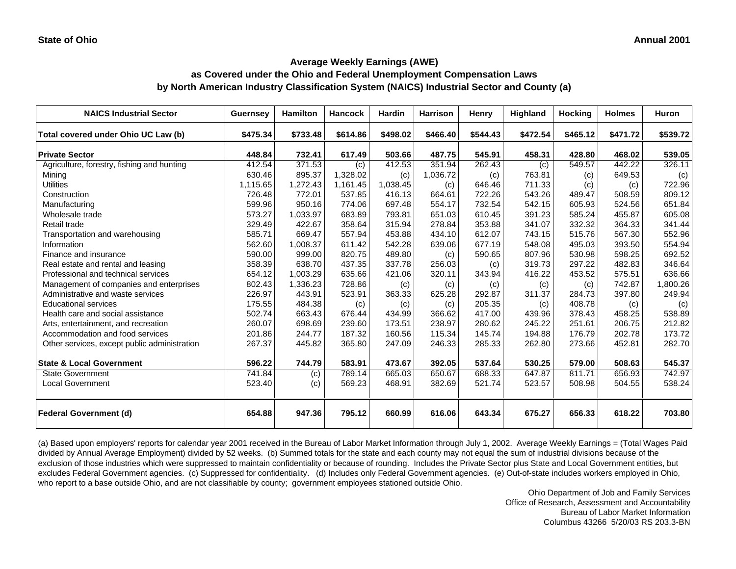**State of Ohio** **Annual 2001**

## Average Weekly Earnings (AWE)
## as Covered under the Ohio and Federal Unemployment Compensation Laws
## by North American Industry Classification System (NAICS) Industrial Sector and County (a)

| NAICS Industrial Sector | Guernsey | Hamilton | Hancock | Hardin | Harrison | Henry | Highland | Hocking | Holmes | Huron |
|---|---|---|---|---|---|---|---|---|---|---|
| **Total covered under Ohio UC Law (b)** | **$475.34** | **$733.48** | **$614.86** | **$498.02** | **$466.40** | **$544.43** | **$472.54** | **$465.12** | **$471.72** | **$539.72** |
| **Private Sector** | **448.84** | **732.41** | **617.49** | **503.66** | **487.75** | **545.91** | **458.31** | **428.80** | **468.02** | **539.05** |
| Agriculture, forestry, fishing and hunting | 412.54 | 371.53 | (c) | 412.53 | 351.94 | 262.43 | (c) | 549.57 | 442.22 | 326.11 |
| Mining | 630.46 | 895.37 | 1,328.02 | (c) | 1,036.72 | (c) | 763.81 | (c) | 649.53 | (c) |
| Utilities | 1,115.65 | 1,272.43 | 1,161.45 | 1,038.45 | (c) | 646.46 | 711.33 | (c) | (c) | 722.96 |
| Construction | 726.48 | 772.01 | 537.85 | 416.13 | 664.61 | 722.26 | 543.26 | 489.47 | 508.59 | 809.12 |
| Manufacturing | 599.96 | 950.16 | 774.06 | 697.48 | 554.17 | 732.54 | 542.15 | 605.93 | 524.56 | 651.84 |
| Wholesale trade | 573.27 | 1,033.97 | 683.89 | 793.81 | 651.03 | 610.45 | 391.23 | 585.24 | 455.87 | 605.08 |
| Retail trade | 329.49 | 422.67 | 358.64 | 315.94 | 278.84 | 353.88 | 341.07 | 332.32 | 364.33 | 341.44 |
| Transportation and warehousing | 585.71 | 669.47 | 557.94 | 453.88 | 434.10 | 612.07 | 743.15 | 515.76 | 567.30 | 552.96 |
| Information | 562.60 | 1,008.37 | 611.42 | 542.28 | 639.06 | 677.19 | 548.08 | 495.03 | 393.50 | 554.94 |
| Finance and insurance | 590.00 | 999.00 | 820.75 | 489.80 | (c) | 590.65 | 807.96 | 530.98 | 598.25 | 692.52 |
| Real estate and rental and leasing | 358.39 | 638.70 | 437.35 | 337.78 | 256.03 | (c) | 319.73 | 297.22 | 482.83 | 346.64 |
| Professional and technical services | 654.12 | 1,003.29 | 635.66 | 421.06 | 320.11 | 343.94 | 416.22 | 453.52 | 575.51 | 636.66 |
| Management of companies and enterprises | 802.43 | 1,336.23 | 728.86 | (c) | (c) | (c) | (c) | (c) | 742.87 | 1,800.26 |
| Administrative and waste services | 226.97 | 443.91 | 523.91 | 363.33 | 625.28 | 292.87 | 311.37 | 284.73 | 397.80 | 249.94 |
| Educational services | 175.55 | 484.38 | (c) | (c) | (c) | 205.35 | (c) | 408.78 | (c) | (c) |
| Health care and social assistance | 502.74 | 663.43 | 676.44 | 434.99 | 366.62 | 417.00 | 439.96 | 378.43 | 458.25 | 538.89 |
| Arts, entertainment, and recreation | 260.07 | 698.69 | 239.60 | 173.51 | 238.97 | 280.62 | 245.22 | 251.61 | 206.75 | 212.82 |
| Accommodation and food services | 201.86 | 244.77 | 187.32 | 160.56 | 115.34 | 145.74 | 194.88 | 176.79 | 202.78 | 173.72 |
| Other services, except public administration | 267.37 | 445.82 | 365.80 | 247.09 | 246.33 | 285.33 | 262.80 | 273.66 | 452.81 | 282.70 |
| **State & Local Government** | **596.22** | **744.79** | **583.91** | **473.67** | **392.05** | **537.64** | **530.25** | **579.00** | **508.63** | **545.37** |
| State Government | 741.84 | (c) | 789.14 | 665.03 | 650.67 | 688.33 | 647.87 | 811.71 | 656.93 | 742.97 |
| Local Government | 523.40 | (c) | 569.23 | 468.91 | 382.69 | 521.74 | 523.57 | 508.98 | 504.55 | 538.24 |
| **Federal Government (d)** | **654.88** | **947.36** | **795.12** | **660.99** | **616.06** | **643.34** | **675.27** | **656.33** | **618.22** | **703.80** |

(a) Based upon employers' reports for calendar year 2001 received in the Bureau of Labor Market Information through July 1, 2002. Average Weekly Earnings = (Total Wages Paid divided by Annual Average Employment) divided by 52 weeks. (b) Summed totals for the state and each county may not equal the sum of industrial divisions because of the exclusion of those industries which were suppressed to maintain confidentiality or because of rounding. Includes the Private Sector plus State and Local Government entities, but excludes Federal Government agencies. (c) Suppressed for confidentiality. (d) Includes only Federal Government agencies. (e) Out-of-state includes workers employed in Ohio, who report to a base outside Ohio, and are not classifiable by county; government employees stationed outside Ohio.

Ohio Department of Job and Family Services
Office of Research, Assessment and Accountability
Bureau of Labor Market Information
Columbus 43266 5/20/03 RS 203.3-BN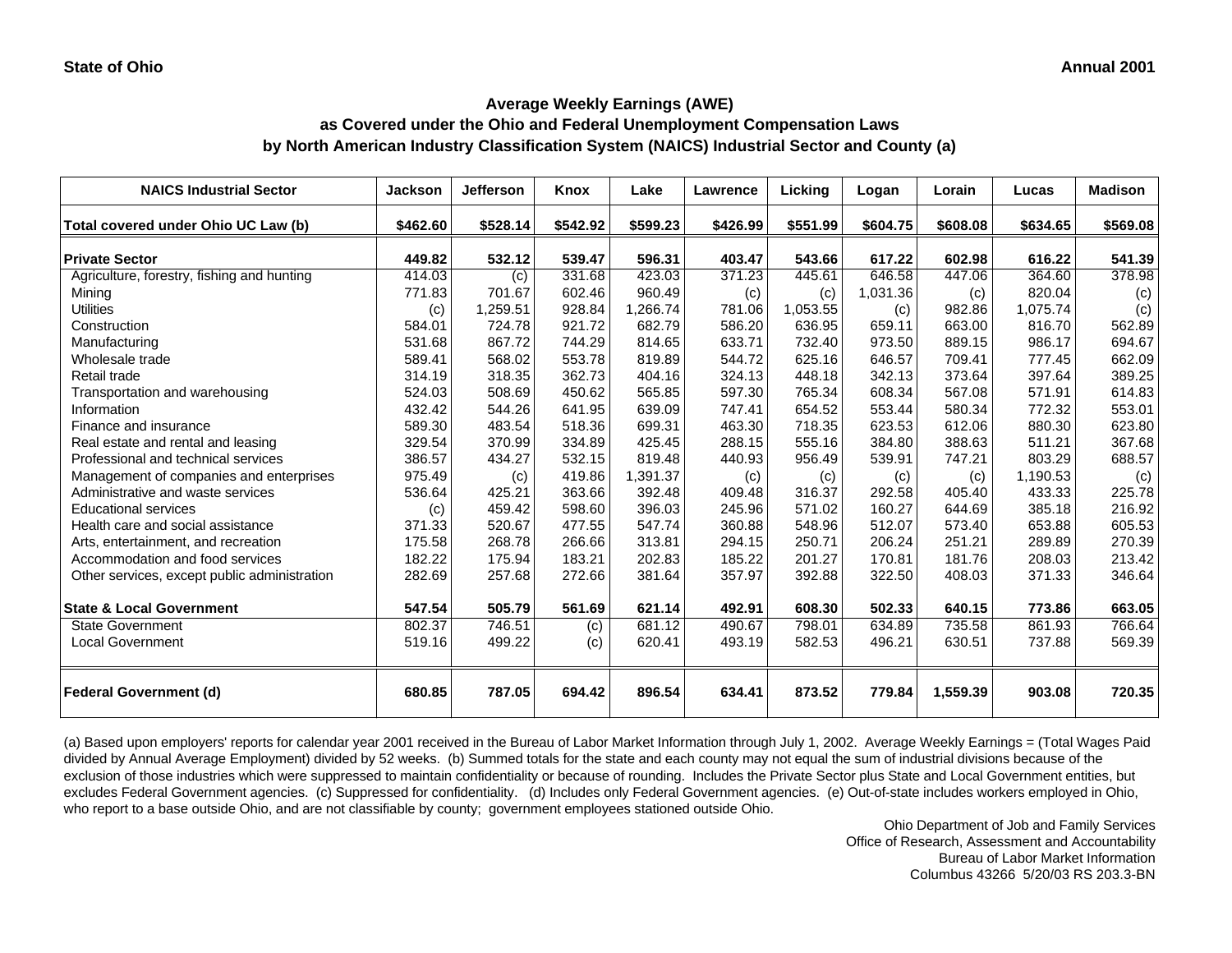**State of Ohio** **Annual 2001**

## Average Weekly Earnings (AWE)
## as Covered under the Ohio and Federal Unemployment Compensation Laws
## by North American Industry Classification System (NAICS) Industrial Sector and County (a)

| NAICS Industrial Sector | Jackson | Jefferson | Knox | Lake | Lawrence | Licking | Logan | Lorain | Lucas | Madison |
|---|---|---|---|---|---|---|---|---|---|---|
| **Total covered under Ohio UC Law (b)** | **$462.60** | **$528.14** | **$542.92** | **$599.23** | **$426.99** | **$551.99** | **$604.75** | **$608.08** | **$634.65** | **$569.08** |
| **Private Sector** | **449.82** | **532.12** | **539.47** | **596.31** | **403.47** | **543.66** | **617.22** | **602.98** | **616.22** | **541.39** |
| Agriculture, forestry, fishing and hunting | 414.03 | (c) | 331.68 | 423.03 | 371.23 | 445.61 | 646.58 | 447.06 | 364.60 | 378.98 |
| Mining | 771.83 | 701.67 | 602.46 | 960.49 | (c) | (c) | 1,031.36 | (c) | 820.04 | (c) |
| Utilities | (c) | 1,259.51 | 928.84 | 1,266.74 | 781.06 | 1,053.55 | (c) | 982.86 | 1,075.74 | (c) |
| Construction | 584.01 | 724.78 | 921.72 | 682.79 | 586.20 | 636.95 | 659.11 | 663.00 | 816.70 | 562.89 |
| Manufacturing | 531.68 | 867.72 | 744.29 | 814.65 | 633.71 | 732.40 | 973.50 | 889.15 | 986.17 | 694.67 |
| Wholesale trade | 589.41 | 568.02 | 553.78 | 819.89 | 544.72 | 625.16 | 646.57 | 709.41 | 777.45 | 662.09 |
| Retail trade | 314.19 | 318.35 | 362.73 | 404.16 | 324.13 | 448.18 | 342.13 | 373.64 | 397.64 | 389.25 |
| Transportation and warehousing | 524.03 | 508.69 | 450.62 | 565.85 | 597.30 | 765.34 | 608.34 | 567.08 | 571.91 | 614.83 |
| Information | 432.42 | 544.26 | 641.95 | 639.09 | 747.41 | 654.52 | 553.44 | 580.34 | 772.32 | 553.01 |
| Finance and insurance | 589.30 | 483.54 | 518.36 | 699.31 | 463.30 | 718.35 | 623.53 | 612.06 | 880.30 | 623.80 |
| Real estate and rental and leasing | 329.54 | 370.99 | 334.89 | 425.45 | 288.15 | 555.16 | 384.80 | 388.63 | 511.21 | 367.68 |
| Professional and technical services | 386.57 | 434.27 | 532.15 | 819.48 | 440.93 | 956.49 | 539.91 | 747.21 | 803.29 | 688.57 |
| Management of companies and enterprises | 975.49 | (c) | 419.86 | 1,391.37 | (c) | (c) | (c) | (c) | 1,190.53 | (c) |
| Administrative and waste services | 536.64 | 425.21 | 363.66 | 392.48 | 409.48 | 316.37 | 292.58 | 405.40 | 433.33 | 225.78 |
| Educational services | (c) | 459.42 | 598.60 | 396.03 | 245.96 | 571.02 | 160.27 | 644.69 | 385.18 | 216.92 |
| Health care and social assistance | 371.33 | 520.67 | 477.55 | 547.74 | 360.88 | 548.96 | 512.07 | 573.40 | 653.88 | 605.53 |
| Arts, entertainment, and recreation | 175.58 | 268.78 | 266.66 | 313.81 | 294.15 | 250.71 | 206.24 | 251.21 | 289.89 | 270.39 |
| Accommodation and food services | 182.22 | 175.94 | 183.21 | 202.83 | 185.22 | 201.27 | 170.81 | 181.76 | 208.03 | 213.42 |
| Other services, except public administration | 282.69 | 257.68 | 272.66 | 381.64 | 357.97 | 392.88 | 322.50 | 408.03 | 371.33 | 346.64 |
| **State & Local Government** | **547.54** | **505.79** | **561.69** | **621.14** | **492.91** | **608.30** | **502.33** | **640.15** | **773.86** | **663.05** |
| State Government | 802.37 | 746.51 | (c) | 681.12 | 490.67 | 798.01 | 634.89 | 735.58 | 861.93 | 766.64 |
| Local Government | 519.16 | 499.22 | (c) | 620.41 | 493.19 | 582.53 | 496.21 | 630.51 | 737.88 | 569.39 |
| **Federal Government (d)** | **680.85** | **787.05** | **694.42** | **896.54** | **634.41** | **873.52** | **779.84** | **1,559.39** | **903.08** | **720.35** |

(a) Based upon employers' reports for calendar year 2001 received in the Bureau of Labor Market Information through July 1, 2002. Average Weekly Earnings = (Total Wages Paid divided by Annual Average Employment) divided by 52 weeks. (b) Summed totals for the state and each county may not equal the sum of industrial divisions because of the exclusion of those industries which were suppressed to maintain confidentiality or because of rounding. Includes the Private Sector plus State and Local Government entities, but excludes Federal Government agencies. (c) Suppressed for confidentiality. (d) Includes only Federal Government agencies. (e) Out-of-state includes workers employed in Ohio, who report to a base outside Ohio, and are not classifiable by county; government employees stationed outside Ohio.

Ohio Department of Job and Family Services
Office of Research, Assessment and Accountability
Bureau of Labor Market Information
Columbus 43266 5/20/03 RS 203.3-BN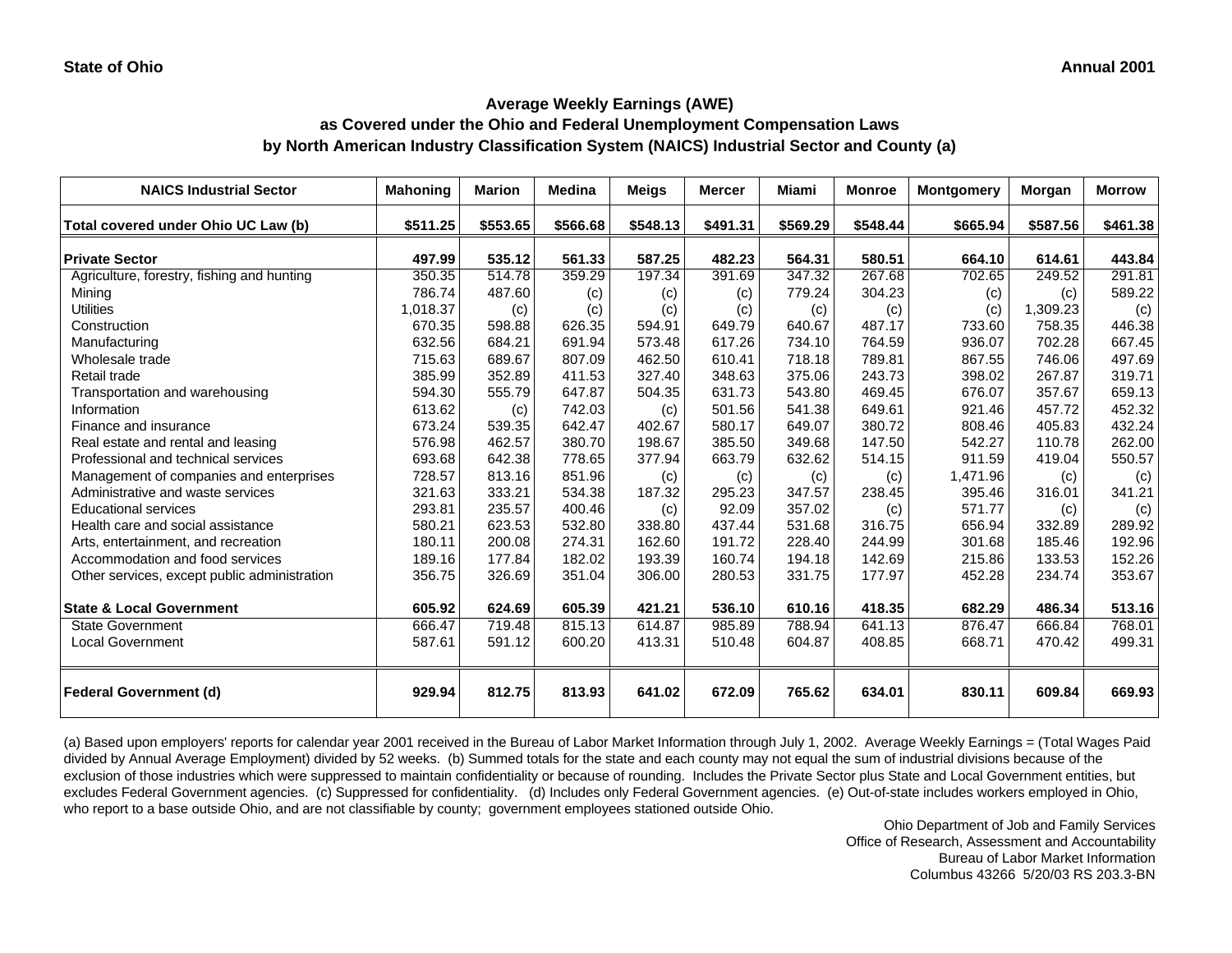**State of Ohio** **Annual 2001**

## Average Weekly Earnings (AWE)
## as Covered under the Ohio and Federal Unemployment Compensation Laws
## by North American Industry Classification System (NAICS) Industrial Sector and County (a)

| NAICS Industrial Sector | Mahoning | Marion | Medina | Meigs | Mercer | Miami | Monroe | Montgomery | Morgan | Morrow |
|---|---|---|---|---|---|---|---|---|---|---|
| **Total covered under Ohio UC Law (b)** | **$511.25** | **$553.65** | **$566.68** | **$548.13** | **$491.31** | **$569.29** | **$548.44** | **$665.94** | **$587.56** | **$461.38** |
| **Private Sector** | **497.99** | **535.12** | **561.33** | **587.25** | **482.23** | **564.31** | **580.51** | **664.10** | **614.61** | **443.84** |
| Agriculture, forestry, fishing and hunting | 350.35 | 514.78 | 359.29 | 197.34 | 391.69 | 347.32 | 267.68 | 702.65 | 249.52 | 291.81 |
| Mining | 786.74 | 487.60 | (c) | (c) | (c) | 779.24 | 304.23 | (c) | (c) | 589.22 |
| Utilities | 1,018.37 | (c) | (c) | (c) | (c) | (c) | (c) | (c) | 1,309.23 | (c) |
| Construction | 670.35 | 598.88 | 626.35 | 594.91 | 649.79 | 640.67 | 487.17 | 733.60 | 758.35 | 446.38 |
| Manufacturing | 632.56 | 684.21 | 691.94 | 573.48 | 617.26 | 734.10 | 764.59 | 936.07 | 702.28 | 667.45 |
| Wholesale trade | 715.63 | 689.67 | 807.09 | 462.50 | 610.41 | 718.18 | 789.81 | 867.55 | 746.06 | 497.69 |
| Retail trade | 385.99 | 352.89 | 411.53 | 327.40 | 348.63 | 375.06 | 243.73 | 398.02 | 267.87 | 319.71 |
| Transportation and warehousing | 594.30 | 555.79 | 647.87 | 504.35 | 631.73 | 543.80 | 469.45 | 676.07 | 357.67 | 659.13 |
| Information | 613.62 | (c) | 742.03 | (c) | 501.56 | 541.38 | 649.61 | 921.46 | 457.72 | 452.32 |
| Finance and insurance | 673.24 | 539.35 | 642.47 | 402.67 | 580.17 | 649.07 | 380.72 | 808.46 | 405.83 | 432.24 |
| Real estate and rental and leasing | 576.98 | 462.57 | 380.70 | 198.67 | 385.50 | 349.68 | 147.50 | 542.27 | 110.78 | 262.00 |
| Professional and technical services | 693.68 | 642.38 | 778.65 | 377.94 | 663.79 | 632.62 | 514.15 | 911.59 | 419.04 | 550.57 |
| Management of companies and enterprises | 728.57 | 813.16 | 851.96 | (c) | (c) | (c) | (c) | 1,471.96 | (c) | (c) |
| Administrative and waste services | 321.63 | 333.21 | 534.38 | 187.32 | 295.23 | 347.57 | 238.45 | 395.46 | 316.01 | 341.21 |
| Educational services | 293.81 | 235.57 | 400.46 | (c) | 92.09 | 357.02 | (c) | 571.77 | (c) | (c) |
| Health care and social assistance | 580.21 | 623.53 | 532.80 | 338.80 | 437.44 | 531.68 | 316.75 | 656.94 | 332.89 | 289.92 |
| Arts, entertainment, and recreation | 180.11 | 200.08 | 274.31 | 162.60 | 191.72 | 228.40 | 244.99 | 301.68 | 185.46 | 192.96 |
| Accommodation and food services | 189.16 | 177.84 | 182.02 | 193.39 | 160.74 | 194.18 | 142.69 | 215.86 | 133.53 | 152.26 |
| Other services, except public administration | 356.75 | 326.69 | 351.04 | 306.00 | 280.53 | 331.75 | 177.97 | 452.28 | 234.74 | 353.67 |
| **State & Local Government** | **605.92** | **624.69** | **605.39** | **421.21** | **536.10** | **610.16** | **418.35** | **682.29** | **486.34** | **513.16** |
| State Government | 666.47 | 719.48 | 815.13 | 614.87 | 985.89 | 788.94 | 641.13 | 876.47 | 666.84 | 768.01 |
| Local Government | 587.61 | 591.12 | 600.20 | 413.31 | 510.48 | 604.87 | 408.85 | 668.71 | 470.42 | 499.31 |
| **Federal Government (d)** | **929.94** | **812.75** | **813.93** | **641.02** | **672.09** | **765.62** | **634.01** | **830.11** | **609.84** | **669.93** |

(a) Based upon employers' reports for calendar year 2001 received in the Bureau of Labor Market Information through July 1, 2002. Average Weekly Earnings = (Total Wages Paid divided by Annual Average Employment) divided by 52 weeks. (b) Summed totals for the state and each county may not equal the sum of industrial divisions because of the exclusion of those industries which were suppressed to maintain confidentiality or because of rounding. Includes the Private Sector plus State and Local Government entities, but excludes Federal Government agencies. (c) Suppressed for confidentiality. (d) Includes only Federal Government agencies. (e) Out-of-state includes workers employed in Ohio, who report to a base outside Ohio, and are not classifiable by county; government employees stationed outside Ohio.

Ohio Department of Job and Family Services
Office of Research, Assessment and Accountability
Bureau of Labor Market Information
Columbus 43266 5/20/03 RS 203.3-BN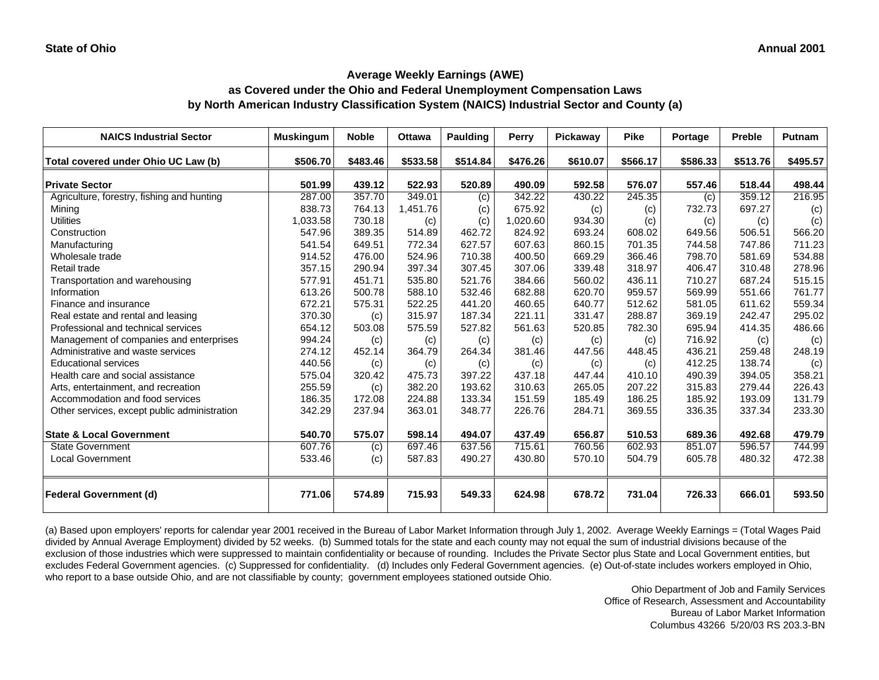**State of Ohio** **Annual 2001**

## Average Weekly Earnings (AWE)
## as Covered under the Ohio and Federal Unemployment Compensation Laws
## by North American Industry Classification System (NAICS) Industrial Sector and County (a)

| NAICS Industrial Sector | Muskingum | Noble | Ottawa | Paulding | Perry | Pickaway | Pike | Portage | Preble | Putnam |
|---|---|---|---|---|---|---|---|---|---|---|
| **Total covered under Ohio UC Law (b)** | **$506.70** | **$483.46** | **$533.58** | **$514.84** | **$476.26** | **$610.07** | **$566.17** | **$586.33** | **$513.76** | **$495.57** |
| **Private Sector** | **501.99** | **439.12** | **522.93** | **520.89** | **490.09** | **592.58** | **576.07** | **557.46** | **518.44** | **498.44** |
| Agriculture, forestry, fishing and hunting | 287.00 | 357.70 | 349.01 | (c) | 342.22 | 430.22 | 245.35 | (c) | 359.12 | 216.95 |
| Mining | 838.73 | 764.13 | 1,451.76 | (c) | 675.92 | (c) | (c) | 732.73 | 697.27 | (c) |
| Utilities | 1,033.58 | 730.18 | (c) | (c) | 1,020.60 | 934.30 | (c) | (c) | (c) | (c) |
| Construction | 547.96 | 389.35 | 514.89 | 462.72 | 824.92 | 693.24 | 608.02 | 649.56 | 506.51 | 566.20 |
| Manufacturing | 541.54 | 649.51 | 772.34 | 627.57 | 607.63 | 860.15 | 701.35 | 744.58 | 747.86 | 711.23 |
| Wholesale trade | 914.52 | 476.00 | 524.96 | 710.38 | 400.50 | 669.29 | 366.46 | 798.70 | 581.69 | 534.88 |
| Retail trade | 357.15 | 290.94 | 397.34 | 307.45 | 307.06 | 339.48 | 318.97 | 406.47 | 310.48 | 278.96 |
| Transportation and warehousing | 577.91 | 451.71 | 535.80 | 521.76 | 384.66 | 560.02 | 436.11 | 710.27 | 687.24 | 515.15 |
| Information | 613.26 | 500.78 | 588.10 | 532.46 | 682.88 | 620.70 | 959.57 | 569.99 | 551.66 | 761.77 |
| Finance and insurance | 672.21 | 575.31 | 522.25 | 441.20 | 460.65 | 640.77 | 512.62 | 581.05 | 611.62 | 559.34 |
| Real estate and rental and leasing | 370.30 | (c) | 315.97 | 187.34 | 221.11 | 331.47 | 288.87 | 369.19 | 242.47 | 295.02 |
| Professional and technical services | 654.12 | 503.08 | 575.59 | 527.82 | 561.63 | 520.85 | 782.30 | 695.94 | 414.35 | 486.66 |
| Management of companies and enterprises | 994.24 | (c) | (c) | (c) | (c) | (c) | (c) | 716.92 | (c) | (c) |
| Administrative and waste services | 274.12 | 452.14 | 364.79 | 264.34 | 381.46 | 447.56 | 448.45 | 436.21 | 259.48 | 248.19 |
| Educational services | 440.56 | (c) | (c) | (c) | (c) | (c) | (c) | 412.25 | 138.74 | (c) |
| Health care and social assistance | 575.04 | 320.42 | 475.73 | 397.22 | 437.18 | 447.44 | 410.10 | 490.39 | 394.05 | 358.21 |
| Arts, entertainment, and recreation | 255.59 | (c) | 382.20 | 193.62 | 310.63 | 265.05 | 207.22 | 315.83 | 279.44 | 226.43 |
| Accommodation and food services | 186.35 | 172.08 | 224.88 | 133.34 | 151.59 | 185.49 | 186.25 | 185.92 | 193.09 | 131.79 |
| Other services, except public administration | 342.29 | 237.94 | 363.01 | 348.77 | 226.76 | 284.71 | 369.55 | 336.35 | 337.34 | 233.30 |
| **State & Local Government** | **540.70** | **575.07** | **598.14** | **494.07** | **437.49** | **656.87** | **510.53** | **689.36** | **492.68** | **479.79** |
| State Government | 607.76 | (c) | 697.46 | 637.56 | 715.61 | 760.56 | 602.93 | 851.07 | 596.57 | 744.99 |
| Local Government | 533.46 | (c) | 587.83 | 490.27 | 430.80 | 570.10 | 504.79 | 605.78 | 480.32 | 472.38 |
| **Federal Government (d)** | **771.06** | **574.89** | **715.93** | **549.33** | **624.98** | **678.72** | **731.04** | **726.33** | **666.01** | **593.50** |

(a) Based upon employers' reports for calendar year 2001 received in the Bureau of Labor Market Information through July 1, 2002. Average Weekly Earnings = (Total Wages Paid divided by Annual Average Employment) divided by 52 weeks. (b) Summed totals for the state and each county may not equal the sum of industrial divisions because of the exclusion of those industries which were suppressed to maintain confidentiality or because of rounding. Includes the Private Sector plus State and Local Government entities, but excludes Federal Government agencies. (c) Suppressed for confidentiality. (d) Includes only Federal Government agencies. (e) Out-of-state includes workers employed in Ohio, who report to a base outside Ohio, and are not classifiable by county; government employees stationed outside Ohio.

Ohio Department of Job and Family Services
Office of Research, Assessment and Accountability
Bureau of Labor Market Information
Columbus 43266 5/20/03 RS 203.3-BN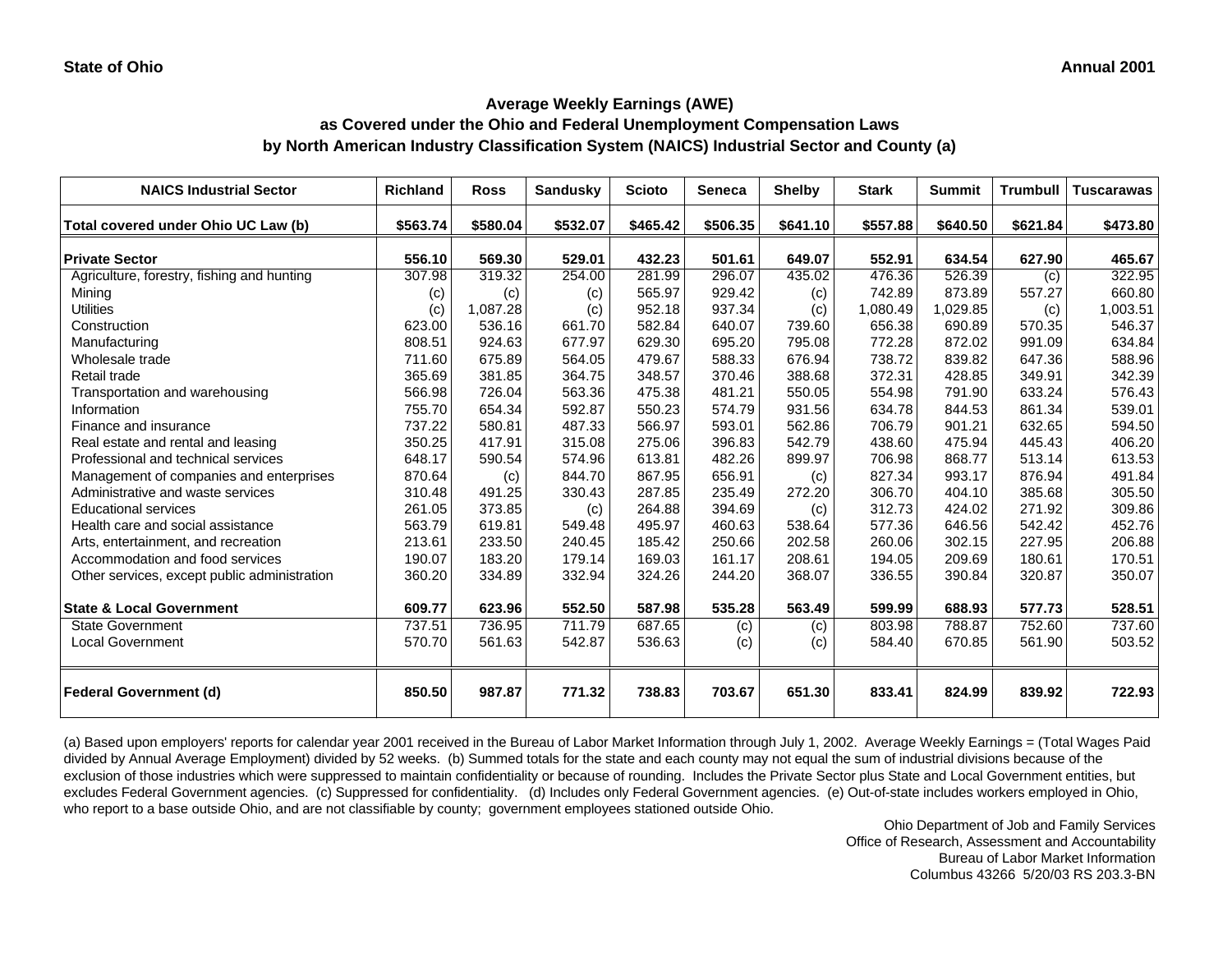State of Ohio

Annual 2001

## Average Weekly Earnings (AWE)
## as Covered under the Ohio and Federal Unemployment Compensation Laws
## by North American Industry Classification System (NAICS) Industrial Sector and County (a)

| NAICS Industrial Sector | Richland | Ross | Sandusky | Scioto | Seneca | Shelby | Stark | Summit | Trumbull | Tuscarawas |
|---|---|---|---|---|---|---|---|---|---|---|
| **Total covered under Ohio UC Law (b)** | **$563.74** | **$580.04** | **$532.07** | **$465.42** | **$506.35** | **$641.10** | **$557.88** | **$640.50** | **$621.84** | **$473.80** |
| **Private Sector** | **556.10** | **569.30** | **529.01** | **432.23** | **501.61** | **649.07** | **552.91** | **634.54** | **627.90** | **465.67** |
| Agriculture, forestry, fishing and hunting | 307.98 | 319.32 | 254.00 | 281.99 | 296.07 | 435.02 | 476.36 | 526.39 | (c) | 322.95 |
| Mining | (c) | (c) | (c) | 565.97 | 929.42 | (c) | 742.89 | 873.89 | 557.27 | 660.80 |
| Utilities | (c) | 1,087.28 | (c) | 952.18 | 937.34 | (c) | 1,080.49 | 1,029.85 | (c) | 1,003.51 |
| Construction | 623.00 | 536.16 | 661.70 | 582.84 | 640.07 | 739.60 | 656.38 | 690.89 | 570.35 | 546.37 |
| Manufacturing | 808.51 | 924.63 | 677.97 | 629.30 | 695.20 | 795.08 | 772.28 | 872.02 | 991.09 | 634.84 |
| Wholesale trade | 711.60 | 675.89 | 564.05 | 479.67 | 588.33 | 676.94 | 738.72 | 839.82 | 647.36 | 588.96 |
| Retail trade | 365.69 | 381.85 | 364.75 | 348.57 | 370.46 | 388.68 | 372.31 | 428.85 | 349.91 | 342.39 |
| Transportation and warehousing | 566.98 | 726.04 | 563.36 | 475.38 | 481.21 | 550.05 | 554.98 | 791.90 | 633.24 | 576.43 |
| Information | 755.70 | 654.34 | 592.87 | 550.23 | 574.79 | 931.56 | 634.78 | 844.53 | 861.34 | 539.01 |
| Finance and insurance | 737.22 | 580.81 | 487.33 | 566.97 | 593.01 | 562.86 | 706.79 | 901.21 | 632.65 | 594.50 |
| Real estate and rental and leasing | 350.25 | 417.91 | 315.08 | 275.06 | 396.83 | 542.79 | 438.60 | 475.94 | 445.43 | 406.20 |
| Professional and technical services | 648.17 | 590.54 | 574.96 | 613.81 | 482.26 | 899.97 | 706.98 | 868.77 | 513.14 | 613.53 |
| Management of companies and enterprises | 870.64 | (c) | 844.70 | 867.95 | 656.91 | (c) | 827.34 | 993.17 | 876.94 | 491.84 |
| Administrative and waste services | 310.48 | 491.25 | 330.43 | 287.85 | 235.49 | 272.20 | 306.70 | 404.10 | 385.68 | 305.50 |
| Educational services | 261.05 | 373.85 | (c) | 264.88 | 394.69 | (c) | 312.73 | 424.02 | 271.92 | 309.86 |
| Health care and social assistance | 563.79 | 619.81 | 549.48 | 495.97 | 460.63 | 538.64 | 577.36 | 646.56 | 542.42 | 452.76 |
| Arts, entertainment, and recreation | 213.61 | 233.50 | 240.45 | 185.42 | 250.66 | 202.58 | 260.06 | 302.15 | 227.95 | 206.88 |
| Accommodation and food services | 190.07 | 183.20 | 179.14 | 169.03 | 161.17 | 208.61 | 194.05 | 209.69 | 180.61 | 170.51 |
| Other services, except public administration | 360.20 | 334.89 | 332.94 | 324.26 | 244.20 | 368.07 | 336.55 | 390.84 | 320.87 | 350.07 |
| **State & Local Government** | **609.77** | **623.96** | **552.50** | **587.98** | **535.28** | **563.49** | **599.99** | **688.93** | **577.73** | **528.51** |
| State Government | 737.51 | 736.95 | 711.79 | 687.65 | (c) | (c) | 803.98 | 788.87 | 752.60 | 737.60 |
| Local Government | 570.70 | 561.63 | 542.87 | 536.63 | (c) | (c) | 584.40 | 670.85 | 561.90 | 503.52 |
| **Federal Government (d)** | **850.50** | **987.87** | **771.32** | **738.83** | **703.67** | **651.30** | **833.41** | **824.99** | **839.92** | **722.93** |

(a) Based upon employers' reports for calendar year 2001 received in the Bureau of Labor Market Information through July 1, 2002. Average Weekly Earnings = (Total Wages Paid divided by Annual Average Employment) divided by 52 weeks. (b) Summed totals for the state and each county may not equal the sum of industrial divisions because of the exclusion of those industries which were suppressed to maintain confidentiality or because of rounding. Includes the Private Sector plus State and Local Government entities, but excludes Federal Government agencies. (c) Suppressed for confidentiality. (d) Includes only Federal Government agencies. (e) Out-of-state includes workers employed in Ohio, who report to a base outside Ohio, and are not classifiable by county; government employees stationed outside Ohio.

Ohio Department of Job and Family Services
Office of Research, Assessment and Accountability
Bureau of Labor Market Information
Columbus 43266 5/20/03 RS 203.3-BN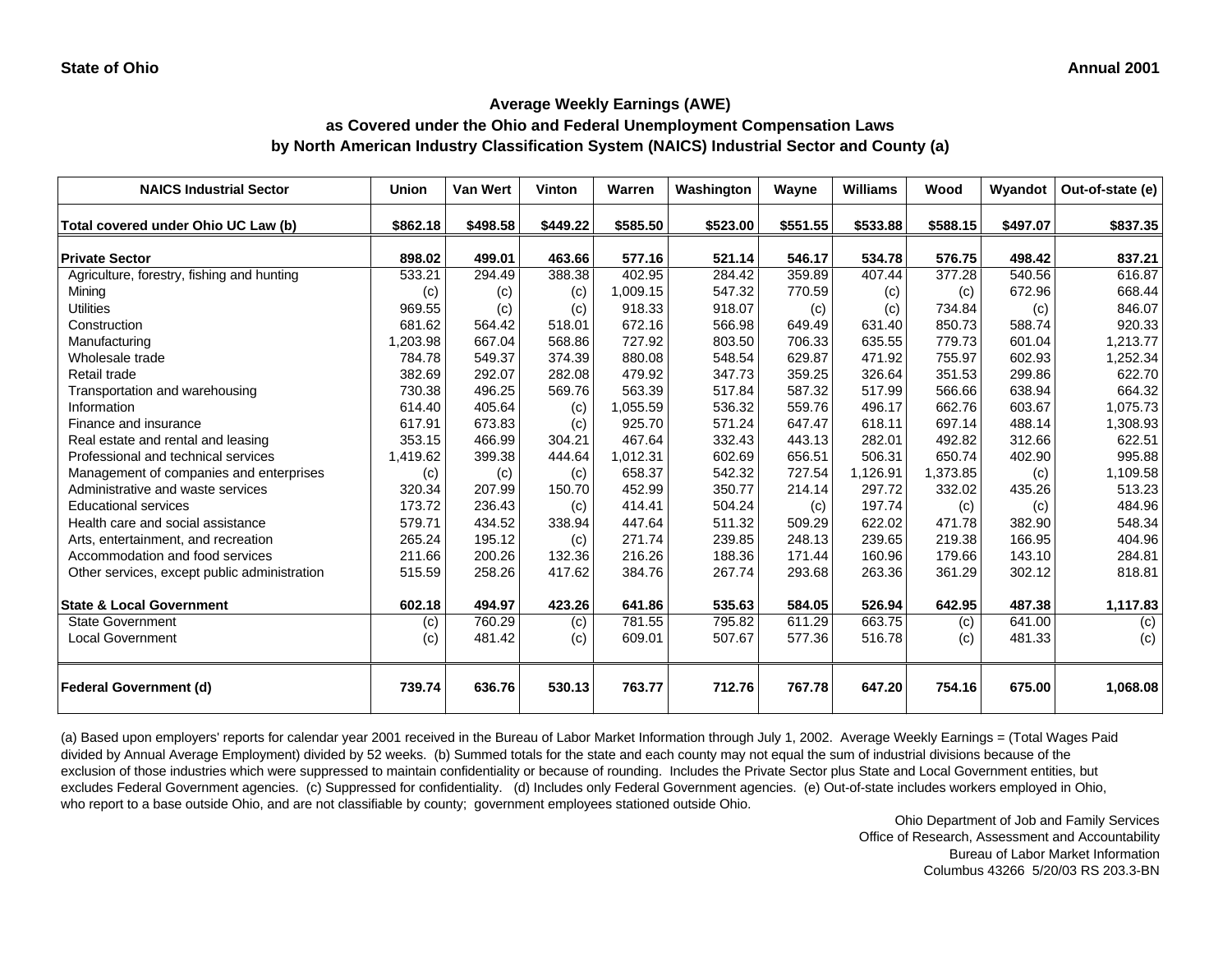**State of Ohio** **Annual 2001**

### Average Weekly Earnings (AWE)
### as Covered under the Ohio and Federal Unemployment Compensation Laws
### by North American Industry Classification System (NAICS) Industrial Sector and County (a)

| NAICS Industrial Sector | Union | Van Wert | Vinton | Warren | Washington | Wayne | Williams | Wood | Wyandot | Out-of-state (e) |
|---|---|---|---|---|---|---|---|---|---|---|
| **Total covered under Ohio UC Law (b)** | **$862.18** | **$498.58** | **$449.22** | **$585.50** | **$523.00** | **$551.55** | **$533.88** | **$588.15** | **$497.07** | **$837.35** |
| **Private Sector** | **898.02** | **499.01** | **463.66** | **577.16** | **521.14** | **546.17** | **534.78** | **576.75** | **498.42** | **837.21** |
| Agriculture, forestry, fishing and hunting | 533.21 | 294.49 | 388.38 | 402.95 | 284.42 | 359.89 | 407.44 | 377.28 | 540.56 | 616.87 |
| Mining | (c) | (c) | (c) | 1,009.15 | 547.32 | 770.59 | (c) | (c) | 672.96 | 668.44 |
| Utilities | 969.55 | (c) | (c) | 918.33 | 918.07 | (c) | (c) | 734.84 | (c) | 846.07 |
| Construction | 681.62 | 564.42 | 518.01 | 672.16 | 566.98 | 649.49 | 631.40 | 850.73 | 588.74 | 920.33 |
| Manufacturing | 1,203.98 | 667.04 | 568.86 | 727.92 | 803.50 | 706.33 | 635.55 | 779.73 | 601.04 | 1,213.77 |
| Wholesale trade | 784.78 | 549.37 | 374.39 | 880.08 | 548.54 | 629.87 | 471.92 | 755.97 | 602.93 | 1,252.34 |
| Retail trade | 382.69 | 292.07 | 282.08 | 479.92 | 347.73 | 359.25 | 326.64 | 351.53 | 299.86 | 622.70 |
| Transportation and warehousing | 730.38 | 496.25 | 569.76 | 563.39 | 517.84 | 587.32 | 517.99 | 566.66 | 638.94 | 664.32 |
| Information | 614.40 | 405.64 | (c) | 1,055.59 | 536.32 | 559.76 | 496.17 | 662.76 | 603.67 | 1,075.73 |
| Finance and insurance | 617.91 | 673.83 | (c) | 925.70 | 571.24 | 647.47 | 618.11 | 697.14 | 488.14 | 1,308.93 |
| Real estate and rental and leasing | 353.15 | 466.99 | 304.21 | 467.64 | 332.43 | 443.13 | 282.01 | 492.82 | 312.66 | 622.51 |
| Professional and technical services | 1,419.62 | 399.38 | 444.64 | 1,012.31 | 602.69 | 656.51 | 506.31 | 650.74 | 402.90 | 995.88 |
| Management of companies and enterprises | (c) | (c) | (c) | 658.37 | 542.32 | 727.54 | 1,126.91 | 1,373.85 | (c) | 1,109.58 |
| Administrative and waste services | 320.34 | 207.99 | 150.70 | 452.99 | 350.77 | 214.14 | 297.72 | 332.02 | 435.26 | 513.23 |
| Educational services | 173.72 | 236.43 | (c) | 414.41 | 504.24 | (c) | 197.74 | (c) | (c) | 484.96 |
| Health care and social assistance | 579.71 | 434.52 | 338.94 | 447.64 | 511.32 | 509.29 | 622.02 | 471.78 | 382.90 | 548.34 |
| Arts, entertainment, and recreation | 265.24 | 195.12 | (c) | 271.74 | 239.85 | 248.13 | 239.65 | 219.38 | 166.95 | 404.96 |
| Accommodation and food services | 211.66 | 200.26 | 132.36 | 216.26 | 188.36 | 171.44 | 160.96 | 179.66 | 143.10 | 284.81 |
| Other services, except public administration | 515.59 | 258.26 | 417.62 | 384.76 | 267.74 | 293.68 | 263.36 | 361.29 | 302.12 | 818.81 |
| **State & Local Government** | **602.18** | **494.97** | **423.26** | **641.86** | **535.63** | **584.05** | **526.94** | **642.95** | **487.38** | **1,117.83** |
| State Government | (c) | 760.29 | (c) | 781.55 | 795.82 | 611.29 | 663.75 | (c) | 641.00 | (c) |
| Local Government | (c) | 481.42 | (c) | 609.01 | 507.67 | 577.36 | 516.78 | (c) | 481.33 | (c) |
| **Federal Government (d)** | **739.74** | **636.76** | **530.13** | **763.77** | **712.76** | **767.78** | **647.20** | **754.16** | **675.00** | **1,068.08** |

(a) Based upon employers' reports for calendar year 2001 received in the Bureau of Labor Market Information through July 1, 2002. Average Weekly Earnings = (Total Wages Paid divided by Annual Average Employment) divided by 52 weeks. (b) Summed totals for the state and each county may not equal the sum of industrial divisions because of the exclusion of those industries which were suppressed to maintain confidentiality or because of rounding. Includes the Private Sector plus State and Local Government entities, but excludes Federal Government agencies. (c) Suppressed for confidentiality. (d) Includes only Federal Government agencies. (e) Out-of-state includes workers employed in Ohio, who report to a base outside Ohio, and are not classifiable by county; government employees stationed outside Ohio.

Ohio Department of Job and Family Services
Office of Research, Assessment and Accountability
Bureau of Labor Market Information
Columbus 43266 5/20/03 RS 203.3-BN